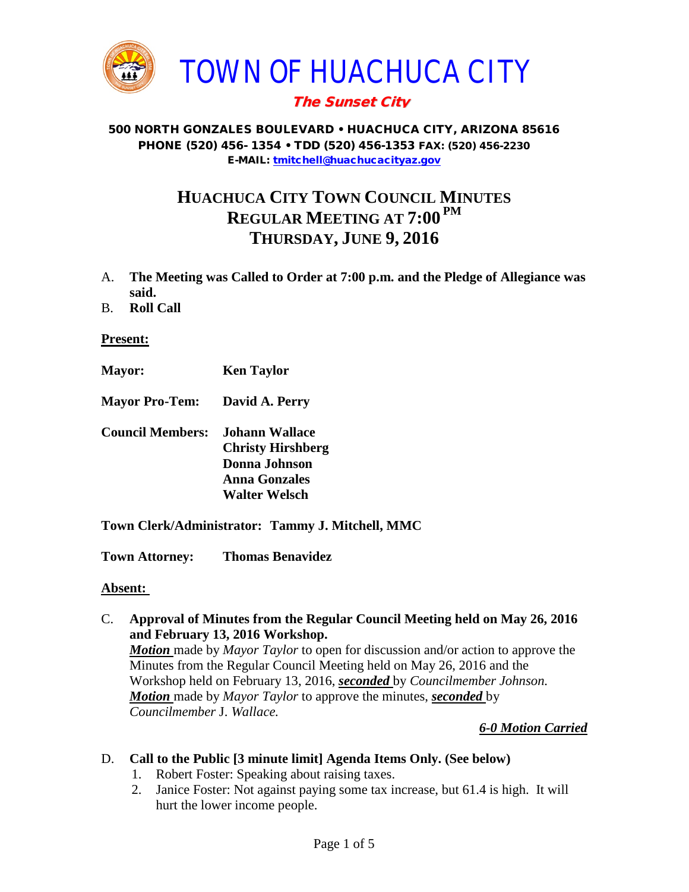# TOWN OF HUACHUCA CITY

***The Sunset City***

**500 NORTH GONZALES BOULEVARD • HUACHUCA CITY, ARIZONA 85616**
**PHONE (520) 456- 1354 • TDD (520) 456-1353 FAX: (520) 456-2230**
**E-MAIL: tmitchell@huachucacityaz.gov**

## HUACHUCA CITY TOWN COUNCIL MINUTES
## REGULAR MEETING AT 7:00 PM
## THURSDAY, JUNE 9, 2016

A. **The Meeting was Called to Order at 7:00 p.m. and the Pledge of Allegiance was said.**

B. **Roll Call**

**Present:**

**Mayor:** **Ken Taylor**

**Mayor Pro-Tem:** **David A. Perry**

**Council Members:** **Johann Wallace**
**Christy Hirshberg**
**Donna Johnson**
**Anna Gonzales**
**Walter Welsch**

**Town Clerk/Administrator: Tammy J. Mitchell, MMC**

**Town Attorney:** **Thomas Benavidez**

**Absent:**

C. **Approval of Minutes from the Regular Council Meeting held on May 26, 2016 and February 13, 2016 Workshop.**
***Motion*** made by *Mayor Taylor* to open for discussion and/or action to approve the Minutes from the Regular Council Meeting held on May 26, 2016 and the Workshop held on February 13, 2016, ***seconded*** by *Councilmember Johnson.*
***Motion*** made by *Mayor Taylor* to approve the minutes, ***seconded*** by *Councilmember* J. *Wallace.*

***6-0 Motion Carried***

D. **Call to the Public [3 minute limit] Agenda Items Only. (See below)**
1. Robert Foster: Speaking about raising taxes.
2. Janice Foster: Not against paying some tax increase, but 61.4 is high. It will hurt the lower income people.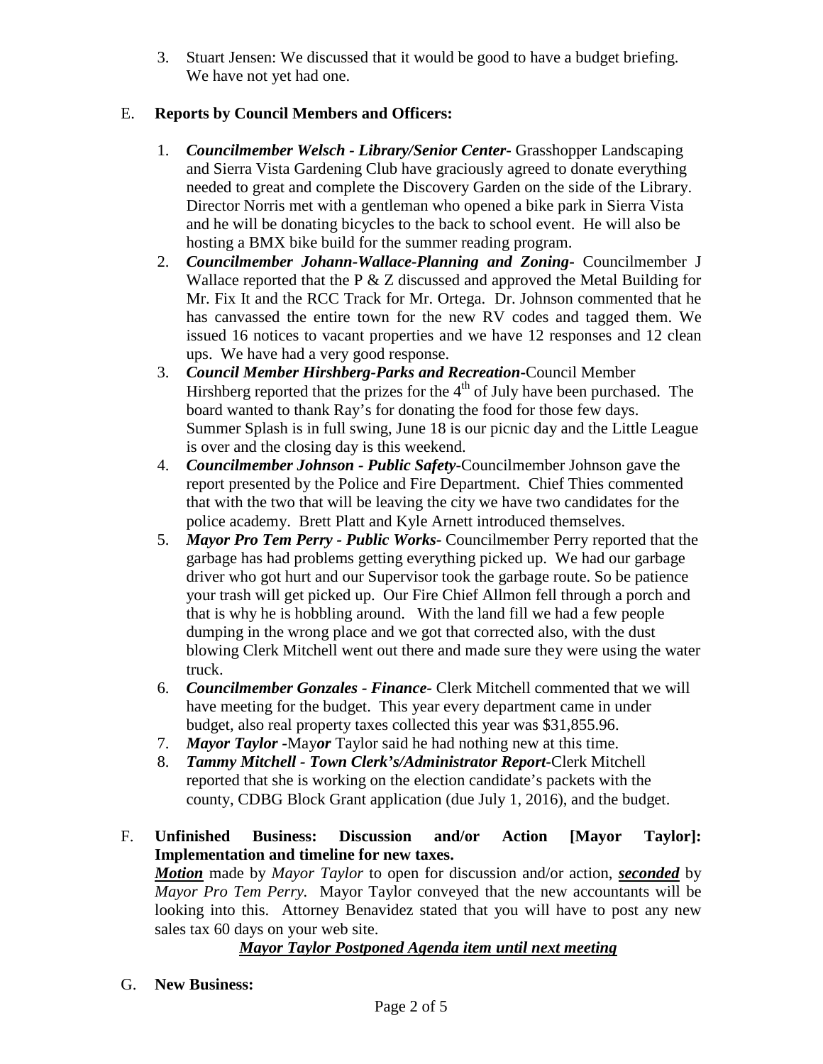3. Stuart Jensen: We discussed that it would be good to have a budget briefing. We have not yet had one.

E. **Reports by Council Members and Officers:**

1. ***Councilmember Welsch - Library/Senior Center-*** Grasshopper Landscaping and Sierra Vista Gardening Club have graciously agreed to donate everything needed to great and complete the Discovery Garden on the side of the Library. Director Norris met with a gentleman who opened a bike park in Sierra Vista and he will be donating bicycles to the back to school event. He will also be hosting a BMX bike build for the summer reading program.
2. ***Councilmember Johann-Wallace-Planning and Zoning-*** Councilmember J Wallace reported that the P & Z discussed and approved the Metal Building for Mr. Fix It and the RCC Track for Mr. Ortega. Dr. Johnson commented that he has canvassed the entire town for the new RV codes and tagged them. We issued 16 notices to vacant properties and we have 12 responses and 12 clean ups. We have had a very good response.
3. ***Council Member Hirshberg-Parks and Recreation-***Council Member Hirshberg reported that the prizes for the 4th of July have been purchased. The board wanted to thank Ray's for donating the food for those few days. Summer Splash is in full swing, June 18 is our picnic day and the Little League is over and the closing day is this weekend.
4. ***Councilmember Johnson - Public Safety-***Councilmember Johnson gave the report presented by the Police and Fire Department. Chief Thies commented that with the two that will be leaving the city we have two candidates for the police academy. Brett Platt and Kyle Arnett introduced themselves.
5. ***Mayor Pro Tem Perry - Public Works-*** Councilmember Perry reported that the garbage has had problems getting everything picked up. We had our garbage driver who got hurt and our Supervisor took the garbage route. So be patience your trash will get picked up. Our Fire Chief Allmon fell through a porch and that is why he is hobbling around. With the land fill we had a few people dumping in the wrong place and we got that corrected also, with the dust blowing Clerk Mitchell went out there and made sure they were using the water truck.
6. ***Councilmember Gonzales - Finance-*** Clerk Mitchell commented that we will have meeting for the budget. This year every department came in under budget, also real property taxes collected this year was $31,855.96.
7. ***Mayor Taylor -***May***or*** Taylor said he had nothing new at this time.
8. ***Tammy Mitchell - Town Clerk's/Administrator Report-***Clerk Mitchell reported that she is working on the election candidate's packets with the county, CDBG Block Grant application (due July 1, 2016), and the budget.

F. **Unfinished Business: Discussion and/or Action [Mayor Taylor]: Implementation and timeline for new taxes.**

***Motion*** made by *Mayor Taylor* to open for discussion and/or action, ***seconded*** by *Mayor Pro Tem Perry.* Mayor Taylor conveyed that the new accountants will be looking into this. Attorney Benavidez stated that you will have to post any new sales tax 60 days on your web site.

***Mayor Taylor Postponed Agenda item until next meeting***

G. **New Business:**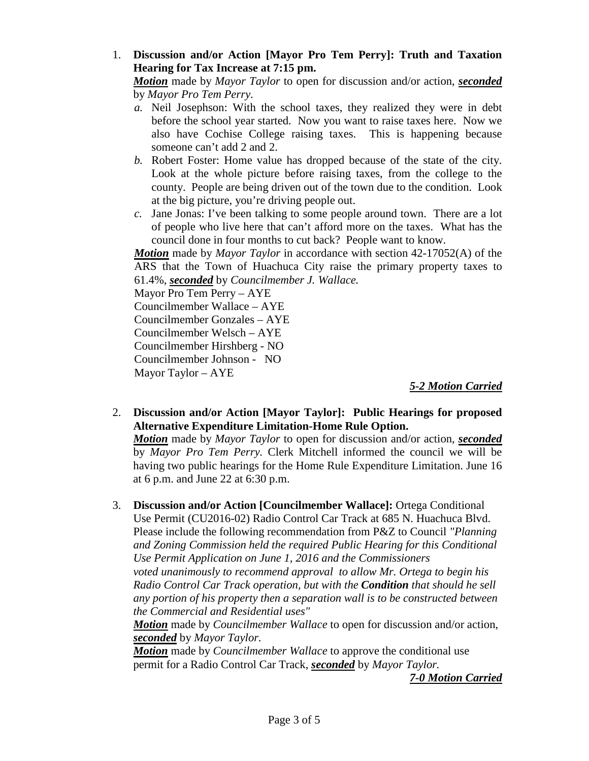1. **Discussion and/or Action [Mayor Pro Tem Perry]: Truth and Taxation Hearing for Tax Increase at 7:15 pm.**
   ***Motion*** made by *Mayor Taylor* to open for discussion and/or action, ***seconded*** by *Mayor Pro Tem Perry.*
   *a.* Neil Josephson: With the school taxes, they realized they were in debt before the school year started. Now you want to raise taxes here. Now we also have Cochise College raising taxes. This is happening because someone can't add 2 and 2.
   *b.* Robert Foster: Home value has dropped because of the state of the city. Look at the whole picture before raising taxes, from the college to the county. People are being driven out of the town due to the condition. Look at the big picture, you're driving people out.
   *c.* Jane Jonas: I've been talking to some people around town. There are a lot of people who live here that can't afford more on the taxes. What has the council done in four months to cut back? People want to know.

   ***Motion*** made by *Mayor Taylor* in accordance with section 42-17052(A) of the ARS that the Town of Huachuca City raise the primary property taxes to 61.4%, ***seconded*** by *Councilmember J. Wallace.*
   Mayor Pro Tem Perry – AYE
   Councilmember Wallace – AYE
   Councilmember Gonzales – AYE
   Councilmember Welsch – AYE
   Councilmember Hirshberg - NO
   Councilmember Johnson - NO
   Mayor Taylor – AYE

   ***5-2 Motion Carried***

2. **Discussion and/or Action [Mayor Taylor]: Public Hearings for proposed Alternative Expenditure Limitation-Home Rule Option.**
   ***Motion*** made by *Mayor Taylor* to open for discussion and/or action, ***seconded*** by *Mayor Pro Tem Perry.* Clerk Mitchell informed the council we will be having two public hearings for the Home Rule Expenditure Limitation. June 16 at 6 p.m. and June 22 at 6:30 p.m.

3. **Discussion and/or Action [Councilmember Wallace]:** Ortega Conditional Use Permit (CU2016-02) Radio Control Car Track at 685 N. Huachuca Blvd. Please include the following recommendation from P&Z to Council *"Planning and Zoning Commission held the required Public Hearing for this Conditional Use Permit Application on June 1, 2016 and the Commissioners voted unanimously to recommend approval to allow Mr. Ortega to begin his Radio Control Car Track operation, but with the **Condition** that should he sell any portion of his property then a separation wall is to be constructed between the Commercial and Residential uses"*
   ***Motion*** made by *Councilmember Wallace* to open for discussion and/or action, ***seconded*** by *Mayor Taylor.*
   ***Motion*** made by *Councilmember Wallace* to approve the conditional use permit for a Radio Control Car Track, ***seconded*** by *Mayor Taylor.*

   ***7-0 Motion Carried***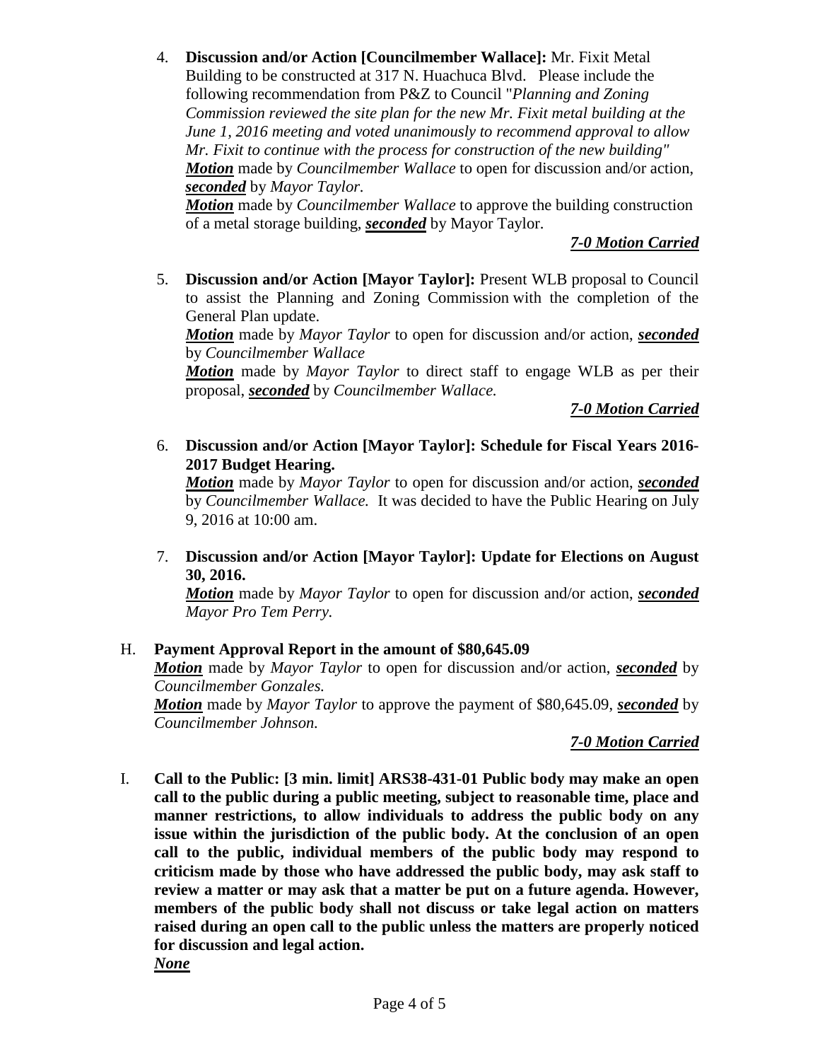4. **Discussion and/or Action [Councilmember Wallace]:** Mr. Fixit Metal Building to be constructed at 317 N. Huachuca Blvd. Please include the following recommendation from P&Z to Council "*Planning and Zoning Commission reviewed the site plan for the new Mr. Fixit metal building at the June 1, 2016 meeting and voted unanimously to recommend approval to allow Mr. Fixit to continue with the process for construction of the new building"*
   ***Motion*** made by *Councilmember Wallace* to open for discussion and/or action, ***seconded*** by *Mayor Taylor.*
   ***Motion*** made by *Councilmember Wallace* to approve the building construction of a metal storage building, ***seconded*** by Mayor Taylor.

   ***7-0 Motion Carried***

5. **Discussion and/or Action [Mayor Taylor]:** Present WLB proposal to Council to assist the Planning and Zoning Commission with the completion of the General Plan update.
   ***Motion*** made by *Mayor Taylor* to open for discussion and/or action, ***seconded*** by *Councilmember Wallace*
   ***Motion*** made by *Mayor Taylor* to direct staff to engage WLB as per their proposal, ***seconded*** by *Councilmember Wallace.*

   ***7-0 Motion Carried***

6. **Discussion and/or Action [Mayor Taylor]: Schedule for Fiscal Years 2016-2017 Budget Hearing.**
   ***Motion*** made by *Mayor Taylor* to open for discussion and/or action, ***seconded*** by *Councilmember Wallace.* It was decided to have the Public Hearing on July 9, 2016 at 10:00 am.

7. **Discussion and/or Action [Mayor Taylor]: Update for Elections on August 30, 2016.**
   ***Motion*** made by *Mayor Taylor* to open for discussion and/or action, ***seconded*** *Mayor Pro Tem Perry.*

H. **Payment Approval Report in the amount of $80,645.09**
   ***Motion*** made by *Mayor Taylor* to open for discussion and/or action, ***seconded*** by *Councilmember Gonzales.*
   ***Motion*** made by *Mayor Taylor* to approve the payment of $80,645.09, ***seconded*** by *Councilmember Johnson.*

   ***7-0 Motion Carried***

I. **Call to the Public: [3 min. limit] ARS38-431-01 Public body may make an open call to the public during a public meeting, subject to reasonable time, place and manner restrictions, to allow individuals to address the public body on any issue within the jurisdiction of the public body. At the conclusion of an open call to the public, individual members of the public body may respond to criticism made by those who have addressed the public body, may ask staff to review a matter or may ask that a matter be put on a future agenda. However, members of the public body shall not discuss or take legal action on matters raised during an open call to the public unless the matters are properly noticed for discussion and legal action.**
   ***None***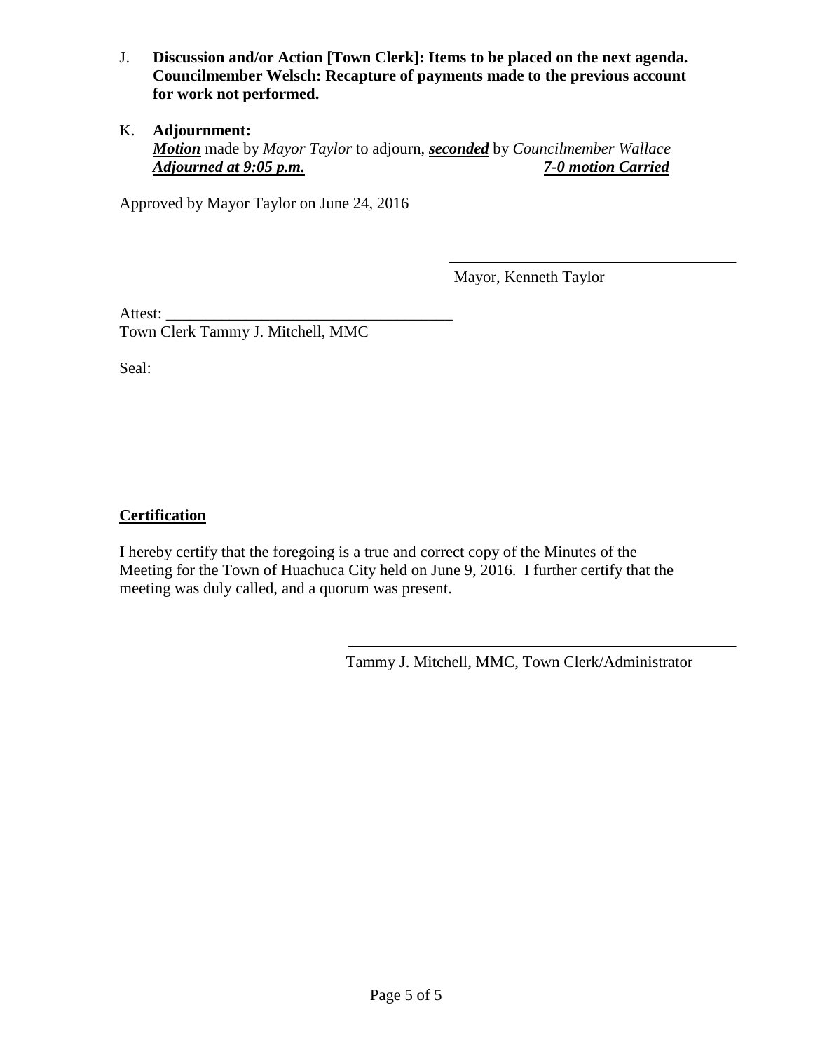J. **Discussion and/or Action [Town Clerk]: Items to be placed on the next agenda. Councilmember Welsch: Recapture of payments made to the previous account for work not performed.**

K. **Adjournment:**
***Motion*** made by *Mayor Taylor* to adjourn, ***seconded*** by *Councilmember Wallace*
***Adjourned at 9:05 p.m.*** ***7-0 motion Carried***

Approved by Mayor Taylor on June 24, 2016

\_\_\_\_\_\_\_\_\_\_\_\_\_\_\_\_\_\_\_\_\_\_\_\_\_\_\_\_\_\_\_\_\_\_\_\_

Mayor, Kenneth Taylor

Attest: \_\_\_\_\_\_\_\_\_\_\_\_\_\_\_\_\_\_\_\_\_\_\_\_\_\_\_\_\_\_\_\_\_\_\_\_
Town Clerk Tammy J. Mitchell, MMC

Seal:

**Certification**

I hereby certify that the foregoing is a true and correct copy of the Minutes of the Meeting for the Town of Huachuca City held on June 9, 2016. I further certify that the meeting was duly called, and a quorum was present.

\_\_\_\_\_\_\_\_\_\_\_\_\_\_\_\_\_\_\_\_\_\_\_\_\_\_\_\_\_\_\_\_\_\_\_\_\_\_\_\_\_\_\_\_\_\_

Tammy J. Mitchell, MMC, Town Clerk/Administrator